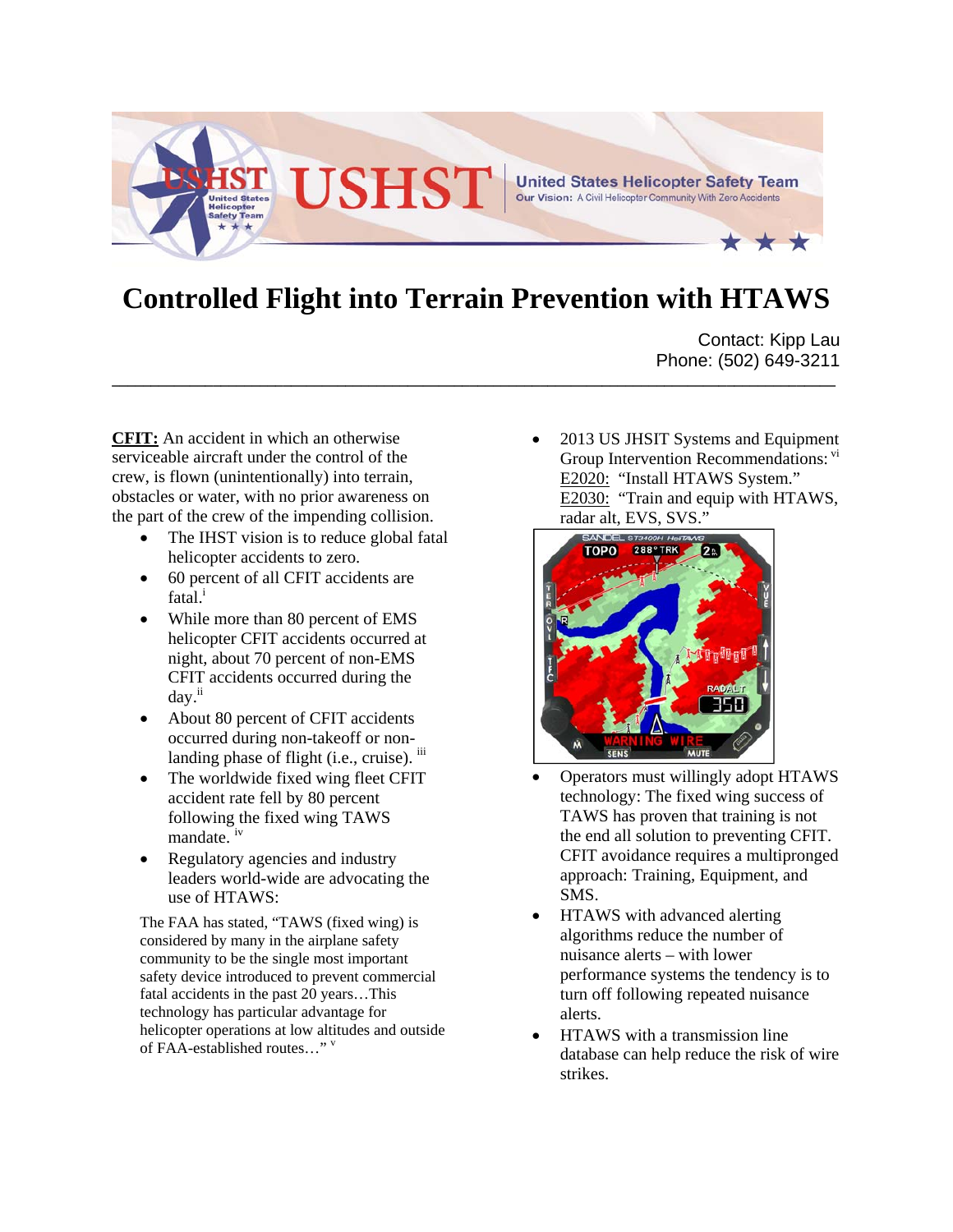# Controlled Flight into Terrain Prevention with HTAWS

Contact: Kipp Lau
Phone: (502) 649-3211

**CFIT:** An accident in which an otherwise serviceable aircraft under the control of the crew, is flown (unintentionally) into terrain, obstacles or water, with no prior awareness on the part of the crew of the impending collision.

- The IHST vision is to reduce global fatal helicopter accidents to zero.
- 60 percent of all CFIT accidents are fatal.[i]
- While more than 80 percent of EMS helicopter CFIT accidents occurred at night, about 70 percent of non-EMS CFIT accidents occurred during the day.[ii]
- About 80 percent of CFIT accidents occurred during non-takeoff or non-landing phase of flight (i.e., cruise).[iii]
- The worldwide fixed wing fleet CFIT accident rate fell by 80 percent following the fixed wing TAWS mandate.[iv]
- Regulatory agencies and industry leaders world-wide are advocating the use of HTAWS:

  The FAA has stated, "TAWS (fixed wing) is considered by many in the airplane safety community to be the single most important safety device introduced to prevent commercial fatal accidents in the past 20 years…This technology has particular advantage for helicopter operations at low altitudes and outside of FAA-established routes…"[v]

- 2013 US JHSIT Systems and Equipment Group Intervention Recommendations:[vi]
  E2020: "Install HTAWS System."
  E2030: "Train and equip with HTAWS, radar alt, EVS, SVS."
- Operators must willingly adopt HTAWS technology: The fixed wing success of TAWS has proven that training is not the end all solution to preventing CFIT. CFIT avoidance requires a multipronged approach: Training, Equipment, and SMS.
- HTAWS with advanced alerting algorithms reduce the number of nuisance alerts – with lower performance systems the tendency is to turn off following repeated nuisance alerts.
- HTAWS with a transmission line database can help reduce the risk of wire strikes.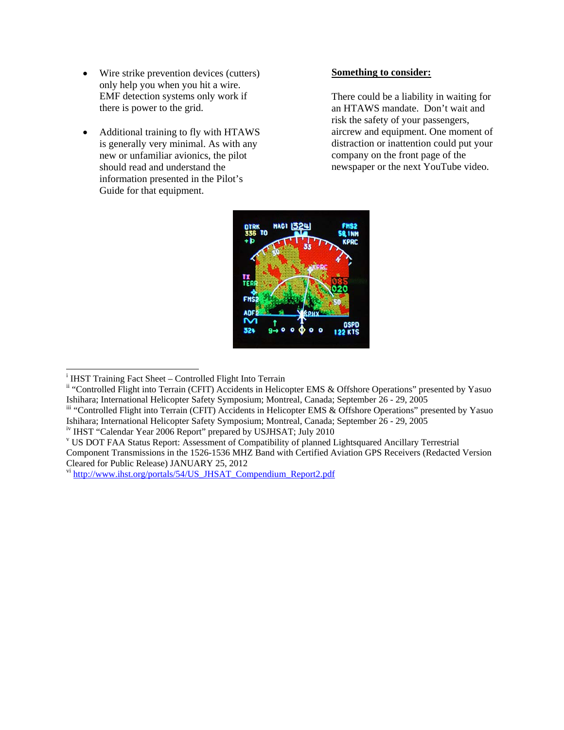- Wire strike prevention devices (cutters) only help you when you hit a wire. EMF detection systems only work if there is power to the grid.

- Additional training to fly with HTAWS is generally very minimal. As with any new or unfamiliar avionics, the pilot should read and understand the information presented in the Pilot's Guide for that equipment.

**Something to consider:**

There could be a liability in waiting for an HTAWS mandate. Don't wait and risk the safety of your passengers, aircrew and equipment. One moment of distraction or inattention could put your company on the front page of the newspaper or the next YouTube video.

---

[i] IHST Training Fact Sheet – Controlled Flight Into Terrain

[ii] "Controlled Flight into Terrain (CFIT) Accidents in Helicopter EMS & Offshore Operations" presented by Yasuo Ishihara; International Helicopter Safety Symposium; Montreal, Canada; September 26 - 29, 2005

[iii] "Controlled Flight into Terrain (CFIT) Accidents in Helicopter EMS & Offshore Operations" presented by Yasuo Ishihara; International Helicopter Safety Symposium; Montreal, Canada; September 26 - 29, 2005

[iv] IHST "Calendar Year 2006 Report" prepared by USJHSAT; July 2010

[v] US DOT FAA Status Report: Assessment of Compatibility of planned Lightsquared Ancillary Terrestrial Component Transmissions in the 1526-1536 MHZ Band with Certified Aviation GPS Receivers (Redacted Version Cleared for Public Release) JANUARY 25, 2012

[vi] http://www.ihst.org/portals/54/US_JHSAT_Compendium_Report2.pdf